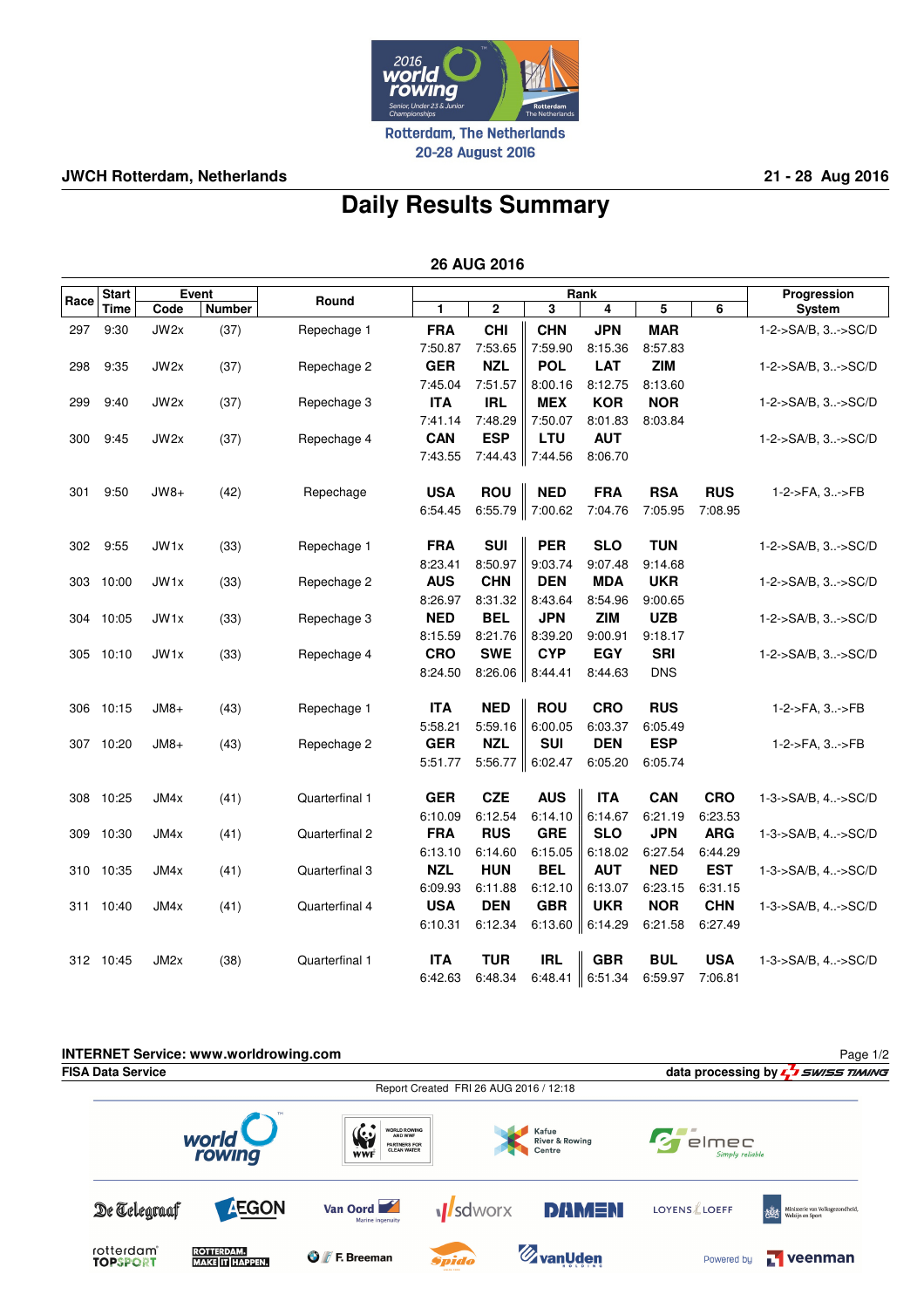Rotterdam, The Netherlands
20-28 August 2016

**JWCH Rotterdam, Netherlands** **21 - 28 Aug 2016**

# Daily Results Summary

## 26 AUG 2016

| Race | Start Time | Event Code | Event Number | Round | Rank 1 | Rank 2 | Rank 3 | Rank 4 | Rank 5 | Rank 6 | Progression System |
|---|---|---|---|---|---|---|---|---|---|---|---|
| 297 | 9:30 | JW2x | (37) | Repechage 1 | FRA 7:50.87 | CHI 7:53.65 | CHN 7:59.90 | JPN 8:15.36 | MAR 8:57.83 | | 1-2->SA/B, 3..->SC/D |
| 298 | 9:35 | JW2x | (37) | Repechage 2 | GER 7:45.04 | NZL 7:51.57 | POL 8:00.16 | LAT 8:12.75 | ZIM 8:13.60 | | 1-2->SA/B, 3..->SC/D |
| 299 | 9:40 | JW2x | (37) | Repechage 3 | ITA 7:41.14 | IRL 7:48.29 | MEX 7:50.07 | KOR 8:01.83 | NOR 8:03.84 | | 1-2->SA/B, 3..->SC/D |
| 300 | 9:45 | JW2x | (37) | Repechage 4 | CAN 7:43.55 | ESP 7:44.43 | LTU 7:44.56 | AUT 8:06.70 | | | 1-2->SA/B, 3..->SC/D |
| 301 | 9:50 | JW8+ | (42) | Repechage | USA 6:54.45 | ROU 6:55.79 | NED 7:00.62 | FRA 7:04.76 | RSA 7:05.95 | RUS 7:08.95 | 1-2->FA, 3..->FB |
| 302 | 9:55 | JW1x | (33) | Repechage 1 | FRA 8:23.41 | SUI 8:50.97 | PER 9:03.74 | SLO 9:07.48 | TUN 9:14.68 | | 1-2->SA/B, 3..->SC/D |
| 303 | 10:00 | JW1x | (33) | Repechage 2 | AUS 8:26.97 | CHN 8:31.32 | DEN 8:43.64 | MDA 8:54.96 | UKR 9:00.65 | | 1-2->SA/B, 3..->SC/D |
| 304 | 10:05 | JW1x | (33) | Repechage 3 | NED 8:15.59 | BEL 8:21.76 | JPN 8:39.20 | ZIM 9:00.91 | UZB 9:18.17 | | 1-2->SA/B, 3..->SC/D |
| 305 | 10:10 | JW1x | (33) | Repechage 4 | CRO 8:24.50 | SWE 8:26.06 | CYP 8:44.41 | EGY 8:44.63 | SRI DNS | | 1-2->SA/B, 3..->SC/D |
| 306 | 10:15 | JM8+ | (43) | Repechage 1 | ITA 5:58.21 | NED 5:59.16 | ROU 6:00.05 | CRO 6:03.37 | RUS 6:05.49 | | 1-2->FA, 3..->FB |
| 307 | 10:20 | JM8+ | (43) | Repechage 2 | GER 5:51.77 | NZL 5:56.77 | SUI 6:02.47 | DEN 6:05.20 | ESP 6:05.74 | | 1-2->FA, 3..->FB |
| 308 | 10:25 | JM4x | (41) | Quarterfinal 1 | GER 6:10.09 | CZE 6:12.54 | AUS 6:14.10 | ITA 6:14.67 | CAN 6:21.19 | CRO 6:23.53 | 1-3->SA/B, 4..->SC/D |
| 309 | 10:30 | JM4x | (41) | Quarterfinal 2 | FRA 6:13.10 | RUS 6:14.60 | GRE 6:15.05 | SLO 6:18.02 | JPN 6:27.54 | ARG 6:44.29 | 1-3->SA/B, 4..->SC/D |
| 310 | 10:35 | JM4x | (41) | Quarterfinal 3 | NZL 6:09.93 | HUN 6:11.88 | BEL 6:12.10 | AUT 6:13.07 | NED 6:23.15 | EST 6:31.15 | 1-3->SA/B, 4..->SC/D |
| 311 | 10:40 | JM4x | (41) | Quarterfinal 4 | USA 6:10.31 | DEN 6:12.34 | GBR 6:13.60 | UKR 6:14.29 | NOR 6:21.58 | CHN 6:27.49 | 1-3->SA/B, 4..->SC/D |
| 312 | 10:45 | JM2x | (38) | Quarterfinal 1 | ITA 6:42.63 | TUR 6:48.34 | IRL 6:48.41 | GBR 6:51.34 | BUL 6:59.97 | USA 7:06.81 | 1-3->SA/B, 4..->SC/D |

**INTERNET Service: www.worldrowing.com**

**FISA Data Service** — **data processing by SWISS TIMING**

Report Created FRI 26 AUG 2016 / 12:18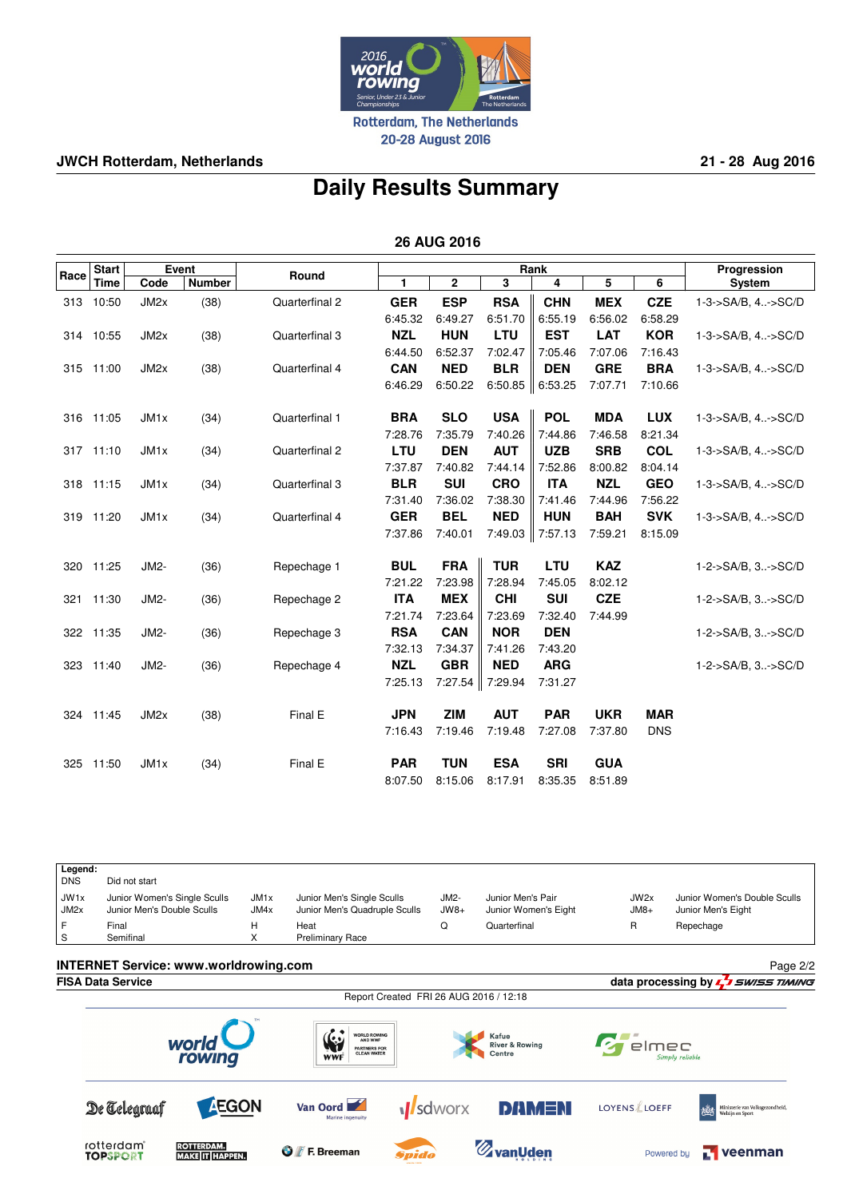2016 world rowing — Senior, Under 23 & Junior Championships — Rotterdam, The Netherlands
20-28 August 2016

**JWCH Rotterdam, Netherlands** **21 - 28 Aug 2016**

# Daily Results Summary

## 26 AUG 2016

| Race | Start Time | Event Code | Event Number | Round | Rank 1 | 2 | 3 | 4 | 5 | 6 | Progression System |
|---|---|---|---|---|---|---|---|---|---|---|---|
| 313 | 10:50 | JM2x | (38) | Quarterfinal 2 | GER 6:45.32 | ESP 6:49.27 | RSA 6:51.70 | CHN 6:55.19 | MEX 6:56.02 | CZE 6:58.29 | 1-3->SA/B, 4..->SC/D |
| 314 | 10:55 | JM2x | (38) | Quarterfinal 3 | NZL 6:44.50 | HUN 6:52.37 | LTU 7:02.47 | EST 7:05.46 | LAT 7:07.06 | KOR 7:16.43 | 1-3->SA/B, 4..->SC/D |
| 315 | 11:00 | JM2x | (38) | Quarterfinal 4 | CAN 6:46.29 | NED 6:50.22 | BLR 6:50.85 | DEN 6:53.25 | GRE 7:07.71 | BRA 7:10.66 | 1-3->SA/B, 4..->SC/D |
| 316 | 11:05 | JM1x | (34) | Quarterfinal 1 | BRA 7:28.76 | SLO 7:35.79 | USA 7:40.26 | POL 7:44.86 | MDA 7:46.58 | LUX 8:21.34 | 1-3->SA/B, 4..->SC/D |
| 317 | 11:10 | JM1x | (34) | Quarterfinal 2 | LTU 7:37.87 | DEN 7:40.82 | AUT 7:44.14 | UZB 7:52.86 | SRB 8:00.82 | COL 8:04.14 | 1-3->SA/B, 4..->SC/D |
| 318 | 11:15 | JM1x | (34) | Quarterfinal 3 | BLR 7:31.40 | SUI 7:36.02 | CRO 7:38.30 | ITA 7:41.46 | NZL 7:44.96 | GEO 7:56.22 | 1-3->SA/B, 4..->SC/D |
| 319 | 11:20 | JM1x | (34) | Quarterfinal 4 | GER 7:37.86 | BEL 7:40.01 | NED 7:49.03 | HUN 7:57.13 | BAH 7:59.21 | SVK 8:15.09 | 1-3->SA/B, 4..->SC/D |
| 320 | 11:25 | JM2- | (36) | Repechage 1 | BUL 7:21.22 | FRA 7:23.98 | TUR 7:28.94 | LTU 7:45.05 | KAZ 8:02.12 | | 1-2->SA/B, 3..->SC/D |
| 321 | 11:30 | JM2- | (36) | Repechage 2 | ITA 7:21.74 | MEX 7:23.64 | CHI 7:23.69 | SUI 7:32.40 | CZE 7:44.99 | | 1-2->SA/B, 3..->SC/D |
| 322 | 11:35 | JM2- | (36) | Repechage 3 | RSA 7:32.13 | CAN 7:34.37 | NOR 7:41.26 | DEN 7:43.20 | | | 1-2->SA/B, 3..->SC/D |
| 323 | 11:40 | JM2- | (36) | Repechage 4 | NZL 7:25.13 | GBR 7:27.54 | NED 7:29.94 | ARG 7:31.27 | | | 1-2->SA/B, 3..->SC/D |
| 324 | 11:45 | JM2x | (38) | Final E | JPN 7:16.43 | ZIM 7:19.46 | AUT 7:19.48 | PAR 7:27.08 | UKR 7:37.80 | MAR DNS | |
| 325 | 11:50 | JM1x | (34) | Final E | PAR 8:07.50 | TUN 8:15.06 | ESA 8:17.91 | SRI 8:35.35 | GUA 8:51.89 | | |

**Legend:**

| | | | | | | | |
|---|---|---|---|---|---|---|---|
| DNS | Did not start | | | | | | |
| JW1x | Junior Women's Single Sculls | JM1x | Junior Men's Single Sculls | JM2- | Junior Men's Pair | JW2x | Junior Women's Double Sculls |
| JM2x | Junior Men's Double Sculls | JM4x | Junior Men's Quadruple Sculls | JW8+ | Junior Women's Eight | JM8+ | Junior Men's Eight |
| F | Final | H | Heat | Q | Quarterfinal | R | Repechage |
| S | Semifinal | X | Preliminary Race | | | | |

**INTERNET Service: www.worldrowing.com**

**FISA Data Service** **data processing by SWISS TIMING**

Report Created FRI 26 AUG 2016 / 12:18